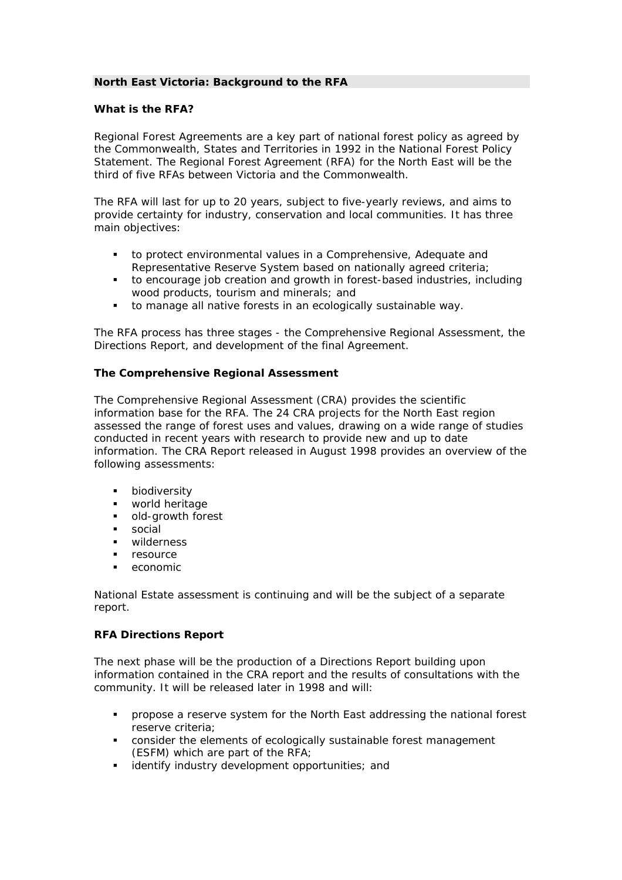## North East Victoria: Background to the RFA

### What is the RFA?

Regional Forest Agreements are a key part of national forest policy as agreed by the Commonwealth, States and Territories in 1992 in the National Forest Policy Statement. The Regional Forest Agreement (RFA) for the North East will be the third of five RFAs between Victoria and the Commonwealth.

The RFA will last for up to 20 years, subject to five-yearly reviews, and aims to provide certainty for industry, conservation and local communities. It has three main objectives:

- to protect environmental values in a Comprehensive, Adequate and Representative Reserve System based on nationally agreed criteria;
- to encourage job creation and growth in forest-based industries, including wood products, tourism and minerals; and
- to manage all native forests in an ecologically sustainable way.

The RFA process has three stages - the Comprehensive Regional Assessment, the Directions Report, and development of the final Agreement.

### The Comprehensive Regional Assessment

The Comprehensive Regional Assessment (CRA) provides the scientific information base for the RFA. The 24 CRA projects for the North East region assessed the range of forest uses and values, drawing on a wide range of studies conducted in recent years with research to provide new and up to date information. The CRA Report released in August 1998 provides an overview of the following assessments:

- biodiversity
- world heritage
- old-growth forest
- social
- wilderness
- resource
- economic

National Estate assessment is continuing and will be the subject of a separate report.

### RFA Directions Report

The next phase will be the production of a Directions Report building upon information contained in the CRA report and the results of consultations with the community. It will be released later in 1998 and will:

- propose a reserve system for the North East addressing the national forest reserve criteria;
- consider the elements of ecologically sustainable forest management (ESFM) which are part of the RFA;
- identify industry development opportunities; and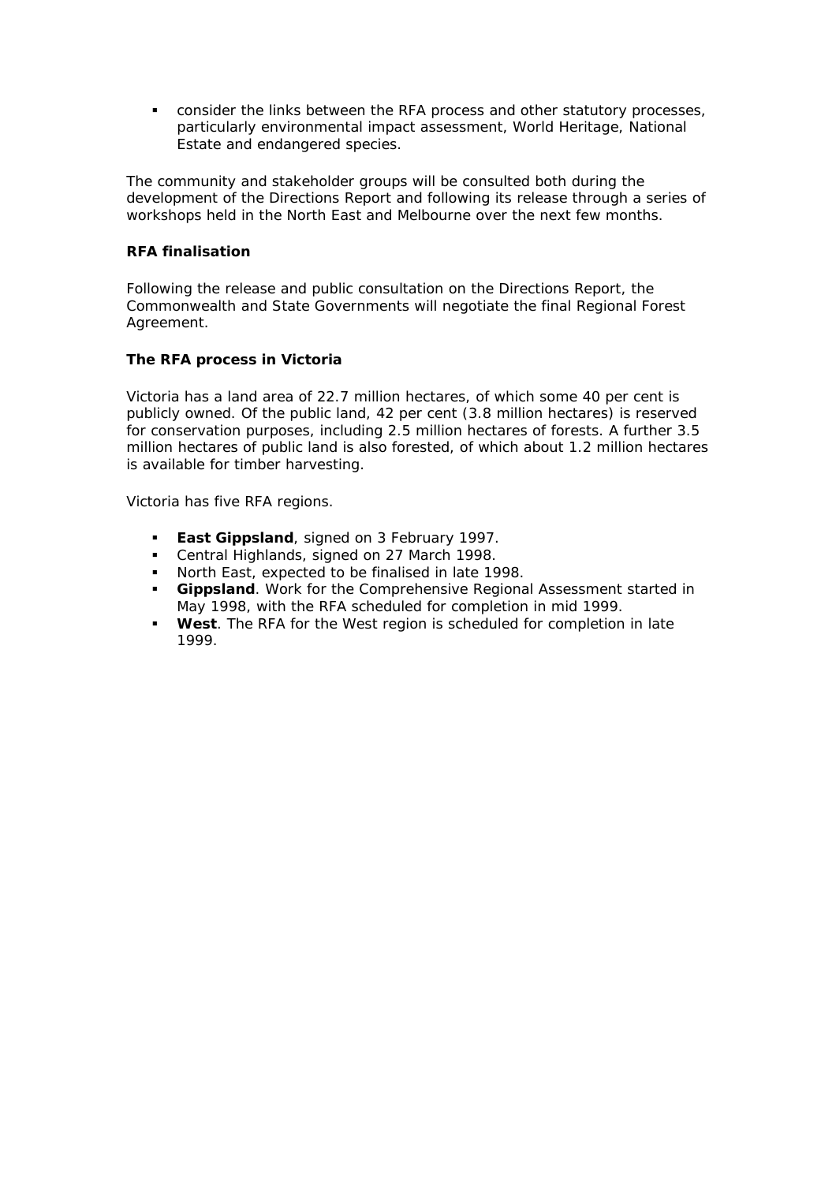- consider the links between the RFA process and other statutory processes, particularly environmental impact assessment, World Heritage, National Estate and endangered species.

The community and stakeholder groups will be consulted both during the development of the Directions Report and following its release through a series of workshops held in the North East and Melbourne over the next few months.

**RFA finalisation**

Following the release and public consultation on the Directions Report, the Commonwealth and State Governments will negotiate the final Regional Forest Agreement.

**The RFA process in Victoria**

Victoria has a land area of 22.7 million hectares, of which some 40 per cent is publicly owned. Of the public land, 42 per cent (3.8 million hectares) is reserved for conservation purposes, including 2.5 million hectares of forests. A further 3.5 million hectares of public land is also forested, of which about 1.2 million hectares is available for timber harvesting.

Victoria has five RFA regions.

- **East Gippsland**, signed on 3 February 1997.
- Central Highlands, signed on 27 March 1998.
- North East, expected to be finalised in late 1998.
- **Gippsland**. Work for the Comprehensive Regional Assessment started in May 1998, with the RFA scheduled for completion in mid 1999.
- **West**. The RFA for the West region is scheduled for completion in late 1999.